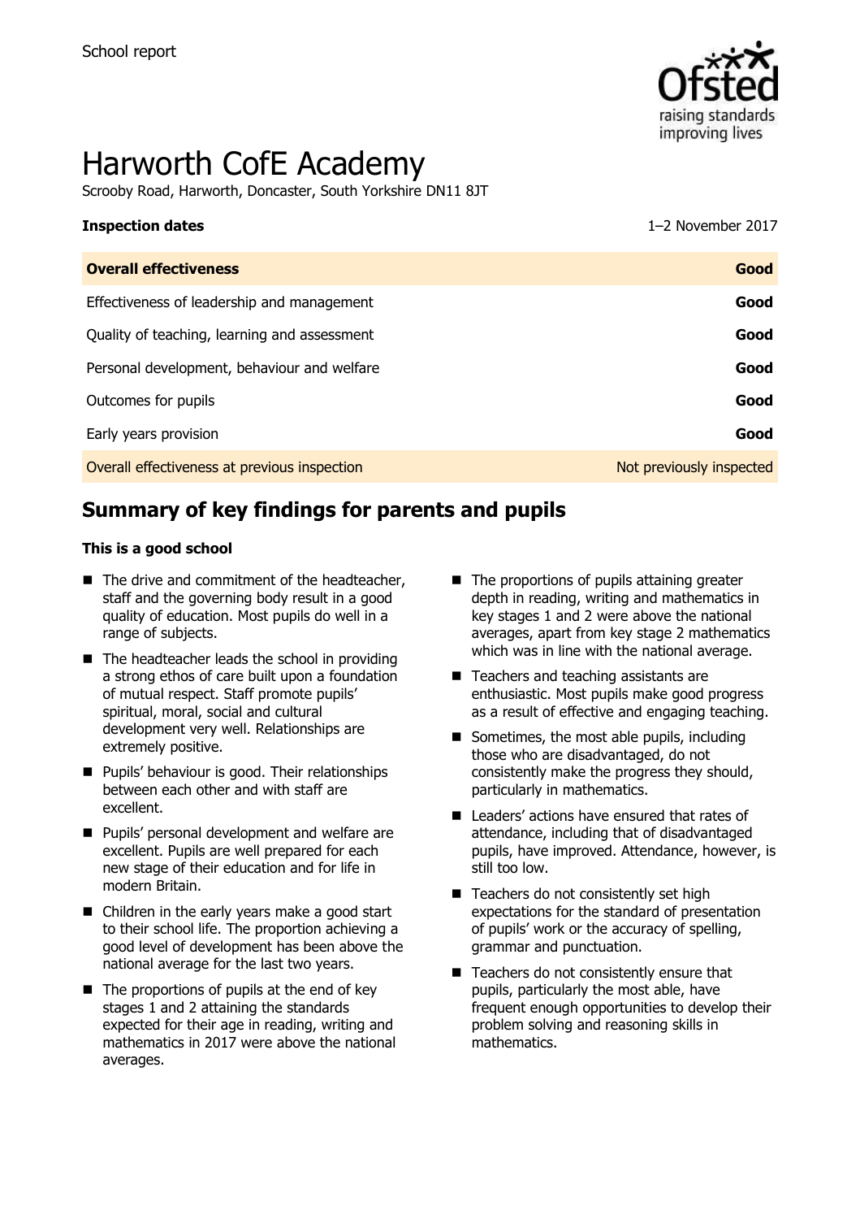School report

# Harworth CofE Academy

Scrooby Road, Harworth, Doncaster, South Yorkshire DN11 8JT

| **Inspection dates** | 1–2 November 2017 |
| --- | --- |
| **Overall effectiveness** | **Good** |
| Effectiveness of leadership and management | **Good** |
| Quality of teaching, learning and assessment | **Good** |
| Personal development, behaviour and welfare | **Good** |
| Outcomes for pupils | **Good** |
| Early years provision | **Good** |
| Overall effectiveness at previous inspection | Not previously inspected |

## Summary of key findings for parents and pupils

**This is a good school**

- The drive and commitment of the headteacher, staff and the governing body result in a good quality of education. Most pupils do well in a range of subjects.
- The headteacher leads the school in providing a strong ethos of care built upon a foundation of mutual respect. Staff promote pupils' spiritual, moral, social and cultural development very well. Relationships are extremely positive.
- Pupils' behaviour is good. Their relationships between each other and with staff are excellent.
- Pupils' personal development and welfare are excellent. Pupils are well prepared for each new stage of their education and for life in modern Britain.
- Children in the early years make a good start to their school life. The proportion achieving a good level of development has been above the national average for the last two years.
- The proportions of pupils at the end of key stages 1 and 2 attaining the standards expected for their age in reading, writing and mathematics in 2017 were above the national averages.
- The proportions of pupils attaining greater depth in reading, writing and mathematics in key stages 1 and 2 were above the national averages, apart from key stage 2 mathematics which was in line with the national average.
- Teachers and teaching assistants are enthusiastic. Most pupils make good progress as a result of effective and engaging teaching.
- Sometimes, the most able pupils, including those who are disadvantaged, do not consistently make the progress they should, particularly in mathematics.
- Leaders' actions have ensured that rates of attendance, including that of disadvantaged pupils, have improved. Attendance, however, is still too low.
- Teachers do not consistently set high expectations for the standard of presentation of pupils' work or the accuracy of spelling, grammar and punctuation.
- Teachers do not consistently ensure that pupils, particularly the most able, have frequent enough opportunities to develop their problem solving and reasoning skills in mathematics.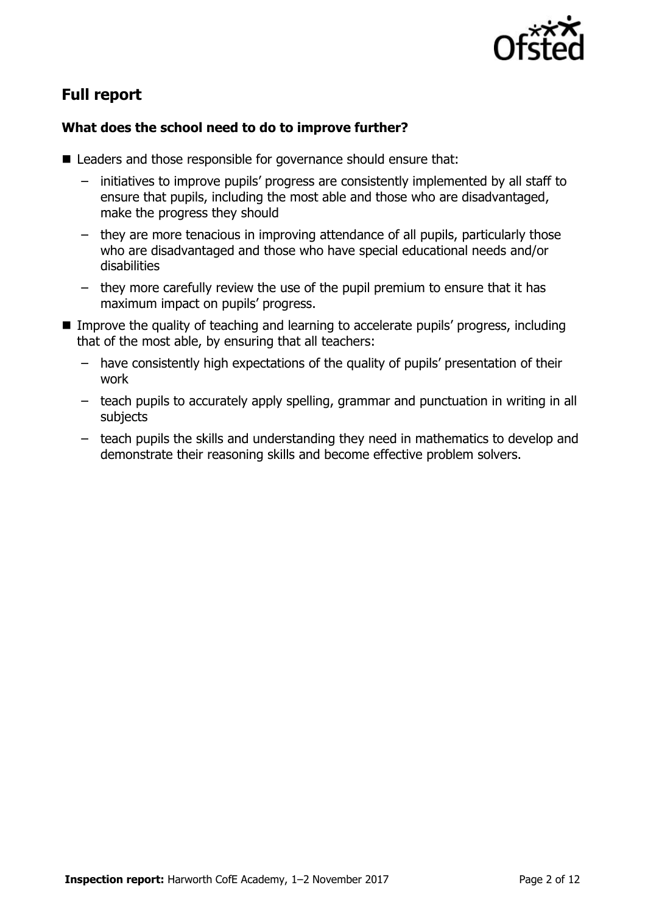## Full report

### What does the school need to do to improve further?

- Leaders and those responsible for governance should ensure that:
  - initiatives to improve pupils' progress are consistently implemented by all staff to ensure that pupils, including the most able and those who are disadvantaged, make the progress they should
  - they are more tenacious in improving attendance of all pupils, particularly those who are disadvantaged and those who have special educational needs and/or disabilities
  - they more carefully review the use of the pupil premium to ensure that it has maximum impact on pupils' progress.
- Improve the quality of teaching and learning to accelerate pupils' progress, including that of the most able, by ensuring that all teachers:
  - have consistently high expectations of the quality of pupils' presentation of their work
  - teach pupils to accurately apply spelling, grammar and punctuation in writing in all subjects
  - teach pupils the skills and understanding they need in mathematics to develop and demonstrate their reasoning skills and become effective problem solvers.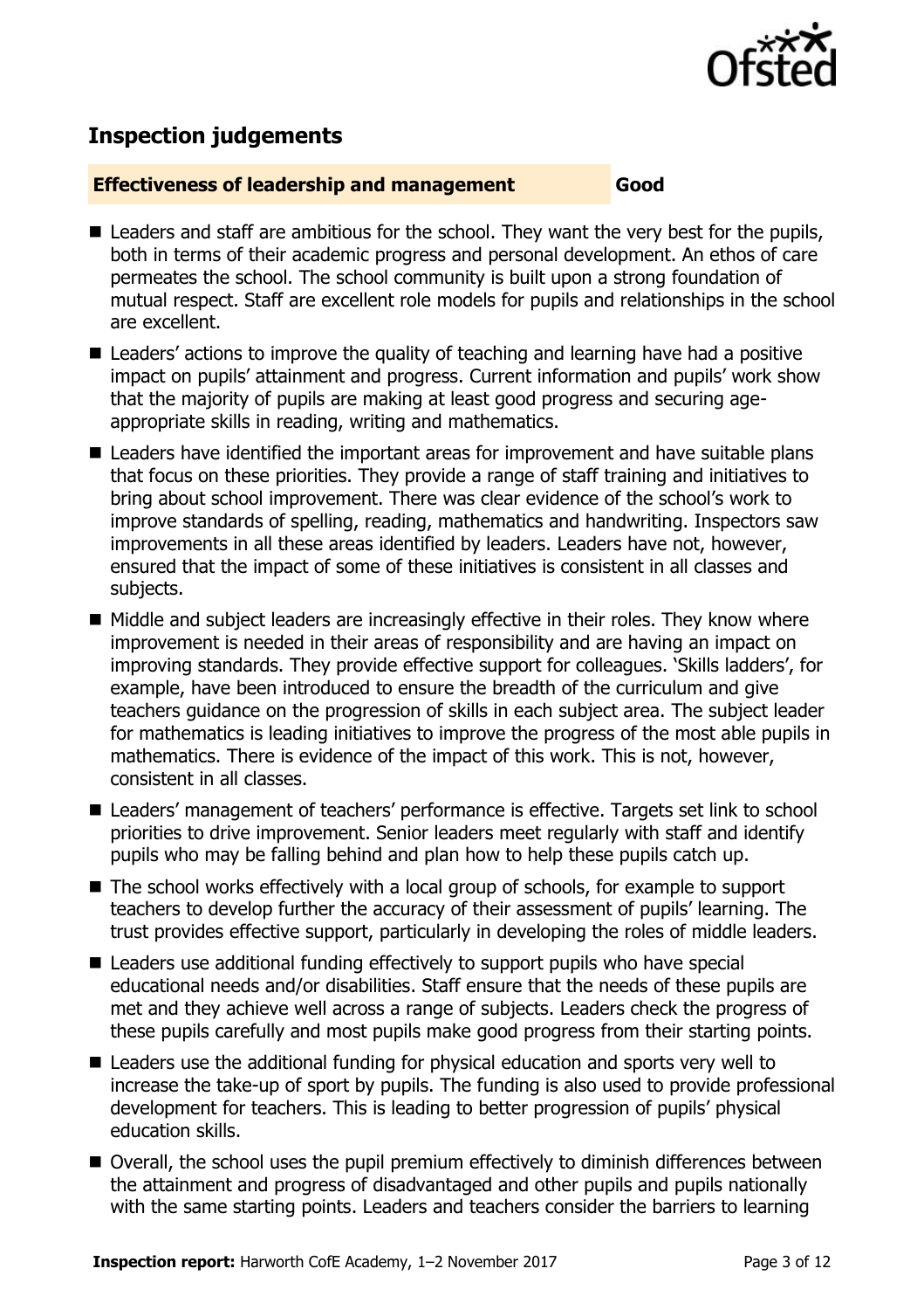## Inspection judgements

**Effectiveness of leadership and management** **Good**

- Leaders and staff are ambitious for the school. They want the very best for the pupils, both in terms of their academic progress and personal development. An ethos of care permeates the school. The school community is built upon a strong foundation of mutual respect. Staff are excellent role models for pupils and relationships in the school are excellent.
- Leaders' actions to improve the quality of teaching and learning have had a positive impact on pupils' attainment and progress. Current information and pupils' work show that the majority of pupils are making at least good progress and securing age-appropriate skills in reading, writing and mathematics.
- Leaders have identified the important areas for improvement and have suitable plans that focus on these priorities. They provide a range of staff training and initiatives to bring about school improvement. There was clear evidence of the school's work to improve standards of spelling, reading, mathematics and handwriting. Inspectors saw improvements in all these areas identified by leaders. Leaders have not, however, ensured that the impact of some of these initiatives is consistent in all classes and subjects.
- Middle and subject leaders are increasingly effective in their roles. They know where improvement is needed in their areas of responsibility and are having an impact on improving standards. They provide effective support for colleagues. 'Skills ladders', for example, have been introduced to ensure the breadth of the curriculum and give teachers guidance on the progression of skills in each subject area. The subject leader for mathematics is leading initiatives to improve the progress of the most able pupils in mathematics. There is evidence of the impact of this work. This is not, however, consistent in all classes.
- Leaders' management of teachers' performance is effective. Targets set link to school priorities to drive improvement. Senior leaders meet regularly with staff and identify pupils who may be falling behind and plan how to help these pupils catch up.
- The school works effectively with a local group of schools, for example to support teachers to develop further the accuracy of their assessment of pupils' learning. The trust provides effective support, particularly in developing the roles of middle leaders.
- Leaders use additional funding effectively to support pupils who have special educational needs and/or disabilities. Staff ensure that the needs of these pupils are met and they achieve well across a range of subjects. Leaders check the progress of these pupils carefully and most pupils make good progress from their starting points.
- Leaders use the additional funding for physical education and sports very well to increase the take-up of sport by pupils. The funding is also used to provide professional development for teachers. This is leading to better progression of pupils' physical education skills.
- Overall, the school uses the pupil premium effectively to diminish differences between the attainment and progress of disadvantaged and other pupils and pupils nationally with the same starting points. Leaders and teachers consider the barriers to learning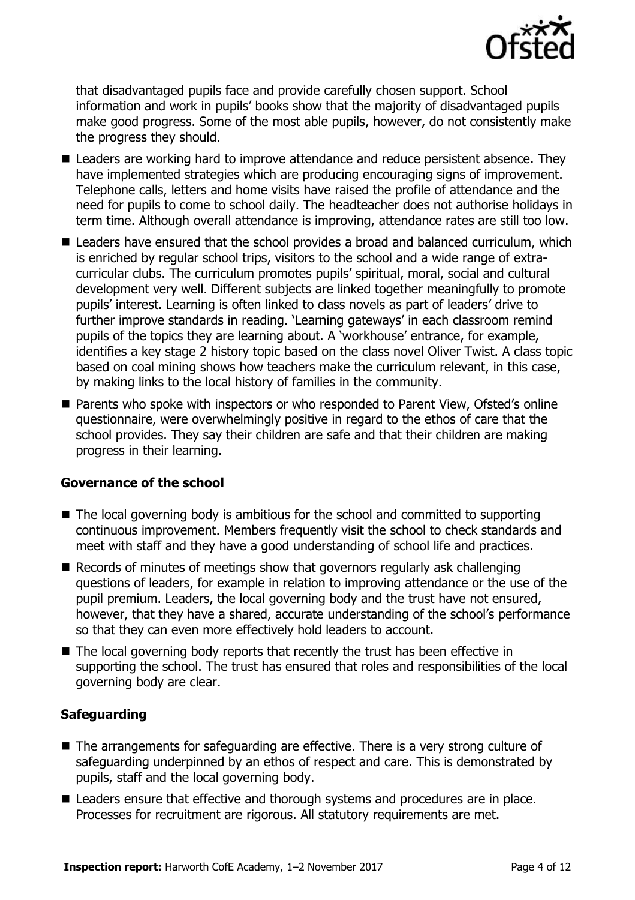that disadvantaged pupils face and provide carefully chosen support. School information and work in pupils' books show that the majority of disadvantaged pupils make good progress. Some of the most able pupils, however, do not consistently make the progress they should.

- Leaders are working hard to improve attendance and reduce persistent absence. They have implemented strategies which are producing encouraging signs of improvement. Telephone calls, letters and home visits have raised the profile of attendance and the need for pupils to come to school daily. The headteacher does not authorise holidays in term time. Although overall attendance is improving, attendance rates are still too low.
- Leaders have ensured that the school provides a broad and balanced curriculum, which is enriched by regular school trips, visitors to the school and a wide range of extra-curricular clubs. The curriculum promotes pupils' spiritual, moral, social and cultural development very well. Different subjects are linked together meaningfully to promote pupils' interest. Learning is often linked to class novels as part of leaders' drive to further improve standards in reading. 'Learning gateways' in each classroom remind pupils of the topics they are learning about. A 'workhouse' entrance, for example, identifies a key stage 2 history topic based on the class novel Oliver Twist. A class topic based on coal mining shows how teachers make the curriculum relevant, in this case, by making links to the local history of families in the community.
- Parents who spoke with inspectors or who responded to Parent View, Ofsted's online questionnaire, were overwhelmingly positive in regard to the ethos of care that the school provides. They say their children are safe and that their children are making progress in their learning.

### Governance of the school

- The local governing body is ambitious for the school and committed to supporting continuous improvement. Members frequently visit the school to check standards and meet with staff and they have a good understanding of school life and practices.
- Records of minutes of meetings show that governors regularly ask challenging questions of leaders, for example in relation to improving attendance or the use of the pupil premium. Leaders, the local governing body and the trust have not ensured, however, that they have a shared, accurate understanding of the school's performance so that they can even more effectively hold leaders to account.
- The local governing body reports that recently the trust has been effective in supporting the school. The trust has ensured that roles and responsibilities of the local governing body are clear.

### Safeguarding

- The arrangements for safeguarding are effective. There is a very strong culture of safeguarding underpinned by an ethos of respect and care. This is demonstrated by pupils, staff and the local governing body.
- Leaders ensure that effective and thorough systems and procedures are in place. Processes for recruitment are rigorous. All statutory requirements are met.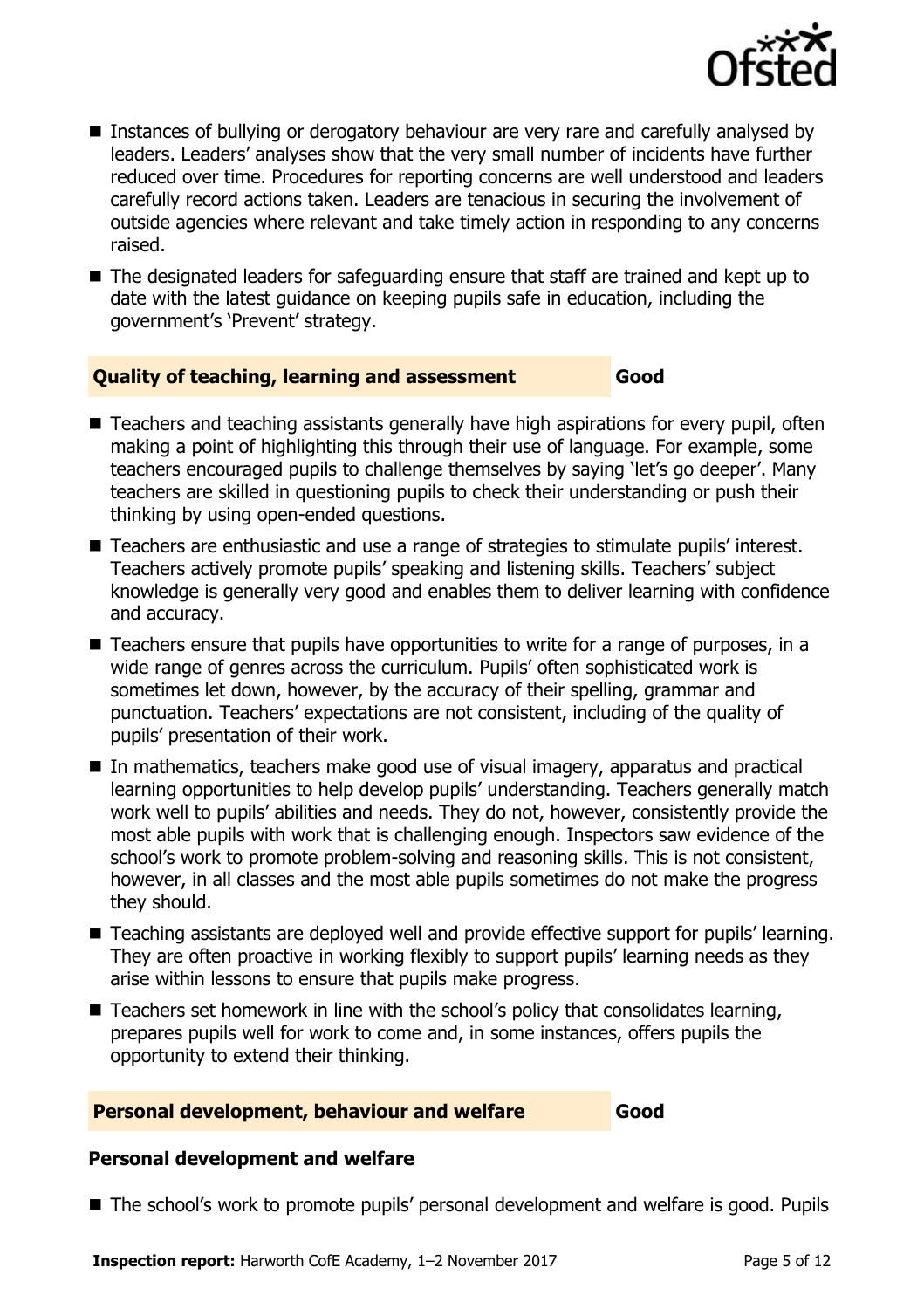- Instances of bullying or derogatory behaviour are very rare and carefully analysed by leaders. Leaders' analyses show that the very small number of incidents have further reduced over time. Procedures for reporting concerns are well understood and leaders carefully record actions taken. Leaders are tenacious in securing the involvement of outside agencies where relevant and take timely action in responding to any concerns raised.
- The designated leaders for safeguarding ensure that staff are trained and kept up to date with the latest guidance on keeping pupils safe in education, including the government's 'Prevent' strategy.

## Quality of teaching, learning and assessment — Good

- Teachers and teaching assistants generally have high aspirations for every pupil, often making a point of highlighting this through their use of language. For example, some teachers encouraged pupils to challenge themselves by saying 'let's go deeper'. Many teachers are skilled in questioning pupils to check their understanding or push their thinking by using open-ended questions.
- Teachers are enthusiastic and use a range of strategies to stimulate pupils' interest. Teachers actively promote pupils' speaking and listening skills. Teachers' subject knowledge is generally very good and enables them to deliver learning with confidence and accuracy.
- Teachers ensure that pupils have opportunities to write for a range of purposes, in a wide range of genres across the curriculum. Pupils' often sophisticated work is sometimes let down, however, by the accuracy of their spelling, grammar and punctuation. Teachers' expectations are not consistent, including of the quality of pupils' presentation of their work.
- In mathematics, teachers make good use of visual imagery, apparatus and practical learning opportunities to help develop pupils' understanding. Teachers generally match work well to pupils' abilities and needs. They do not, however, consistently provide the most able pupils with work that is challenging enough. Inspectors saw evidence of the school's work to promote problem-solving and reasoning skills. This is not consistent, however, in all classes and the most able pupils sometimes do not make the progress they should.
- Teaching assistants are deployed well and provide effective support for pupils' learning. They are often proactive in working flexibly to support pupils' learning needs as they arise within lessons to ensure that pupils make progress.
- Teachers set homework in line with the school's policy that consolidates learning, prepares pupils well for work to come and, in some instances, offers pupils the opportunity to extend their thinking.

## Personal development, behaviour and welfare — Good

### Personal development and welfare

- The school's work to promote pupils' personal development and welfare is good. Pupils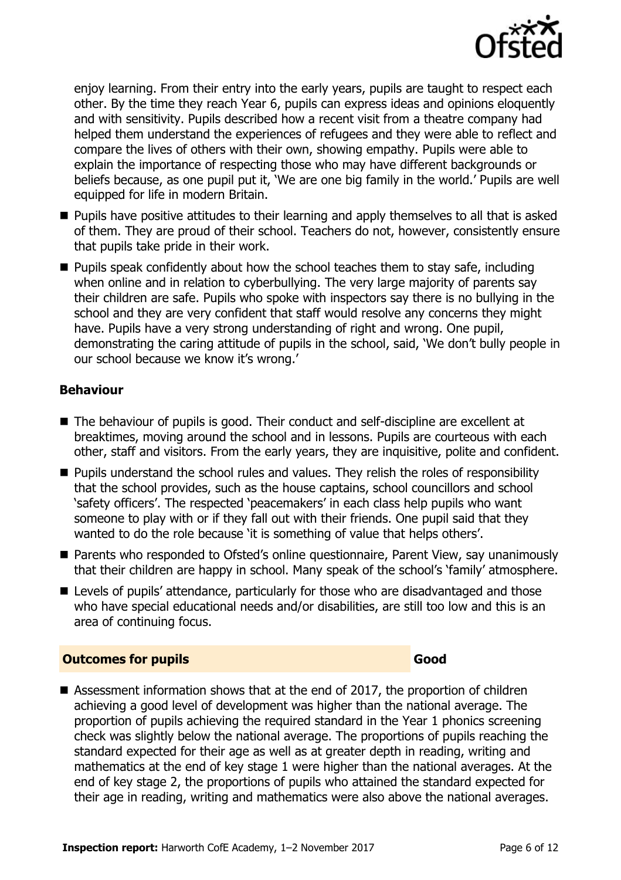enjoy learning. From their entry into the early years, pupils are taught to respect each other. By the time they reach Year 6, pupils can express ideas and opinions eloquently and with sensitivity. Pupils described how a recent visit from a theatre company had helped them understand the experiences of refugees and they were able to reflect and compare the lives of others with their own, showing empathy. Pupils were able to explain the importance of respecting those who may have different backgrounds or beliefs because, as one pupil put it, 'We are one big family in the world.' Pupils are well equipped for life in modern Britain.

- Pupils have positive attitudes to their learning and apply themselves to all that is asked of them. They are proud of their school. Teachers do not, however, consistently ensure that pupils take pride in their work.
- Pupils speak confidently about how the school teaches them to stay safe, including when online and in relation to cyberbullying. The very large majority of parents say their children are safe. Pupils who spoke with inspectors say there is no bullying in the school and they are very confident that staff would resolve any concerns they might have. Pupils have a very strong understanding of right and wrong. One pupil, demonstrating the caring attitude of pupils in the school, said, 'We don't bully people in our school because we know it's wrong.'

### Behaviour

- The behaviour of pupils is good. Their conduct and self-discipline are excellent at breaktimes, moving around the school and in lessons. Pupils are courteous with each other, staff and visitors. From the early years, they are inquisitive, polite and confident.
- Pupils understand the school rules and values. They relish the roles of responsibility that the school provides, such as the house captains, school councillors and school 'safety officers'. The respected 'peacemakers' in each class help pupils who want someone to play with or if they fall out with their friends. One pupil said that they wanted to do the role because 'it is something of value that helps others'.
- Parents who responded to Ofsted's online questionnaire, Parent View, say unanimously that their children are happy in school. Many speak of the school's 'family' atmosphere.
- Levels of pupils' attendance, particularly for those who are disadvantaged and those who have special educational needs and/or disabilities, are still too low and this is an area of continuing focus.

## Outcomes for pupils — Good

- Assessment information shows that at the end of 2017, the proportion of children achieving a good level of development was higher than the national average. The proportion of pupils achieving the required standard in the Year 1 phonics screening check was slightly below the national average. The proportions of pupils reaching the standard expected for their age as well as at greater depth in reading, writing and mathematics at the end of key stage 1 were higher than the national averages. At the end of key stage 2, the proportions of pupils who attained the standard expected for their age in reading, writing and mathematics were also above the national averages.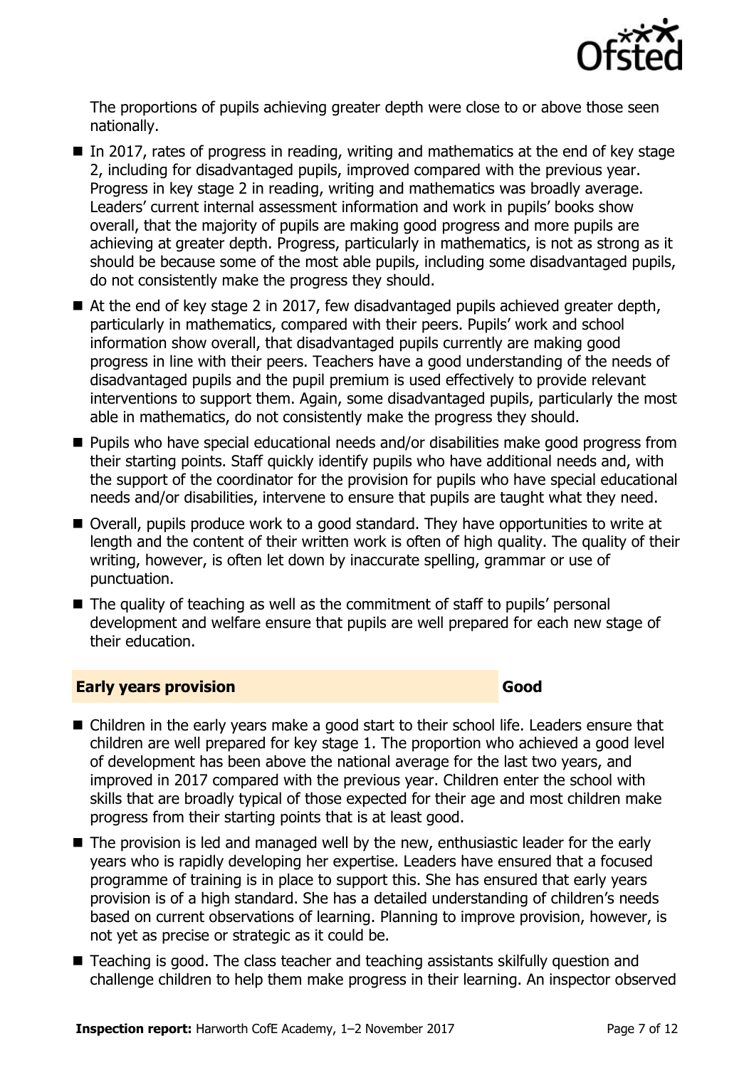The proportions of pupils achieving greater depth were close to or above those seen nationally.

- In 2017, rates of progress in reading, writing and mathematics at the end of key stage 2, including for disadvantaged pupils, improved compared with the previous year. Progress in key stage 2 in reading, writing and mathematics was broadly average. Leaders' current internal assessment information and work in pupils' books show overall, that the majority of pupils are making good progress and more pupils are achieving at greater depth. Progress, particularly in mathematics, is not as strong as it should be because some of the most able pupils, including some disadvantaged pupils, do not consistently make the progress they should.
- At the end of key stage 2 in 2017, few disadvantaged pupils achieved greater depth, particularly in mathematics, compared with their peers. Pupils' work and school information show overall, that disadvantaged pupils currently are making good progress in line with their peers. Teachers have a good understanding of the needs of disadvantaged pupils and the pupil premium is used effectively to provide relevant interventions to support them. Again, some disadvantaged pupils, particularly the most able in mathematics, do not consistently make the progress they should.
- Pupils who have special educational needs and/or disabilities make good progress from their starting points. Staff quickly identify pupils who have additional needs and, with the support of the coordinator for the provision for pupils who have special educational needs and/or disabilities, intervene to ensure that pupils are taught what they need.
- Overall, pupils produce work to a good standard. They have opportunities to write at length and the content of their written work is often of high quality. The quality of their writing, however, is often let down by inaccurate spelling, grammar or use of punctuation.
- The quality of teaching as well as the commitment of staff to pupils' personal development and welfare ensure that pupils are well prepared for each new stage of their education.

## Early years provision — Good

- Children in the early years make a good start to their school life. Leaders ensure that children are well prepared for key stage 1. The proportion who achieved a good level of development has been above the national average for the last two years, and improved in 2017 compared with the previous year. Children enter the school with skills that are broadly typical of those expected for their age and most children make progress from their starting points that is at least good.
- The provision is led and managed well by the new, enthusiastic leader for the early years who is rapidly developing her expertise. Leaders have ensured that a focused programme of training is in place to support this. She has ensured that early years provision is of a high standard. She has a detailed understanding of children's needs based on current observations of learning. Planning to improve provision, however, is not yet as precise or strategic as it could be.
- Teaching is good. The class teacher and teaching assistants skilfully question and challenge children to help them make progress in their learning. An inspector observed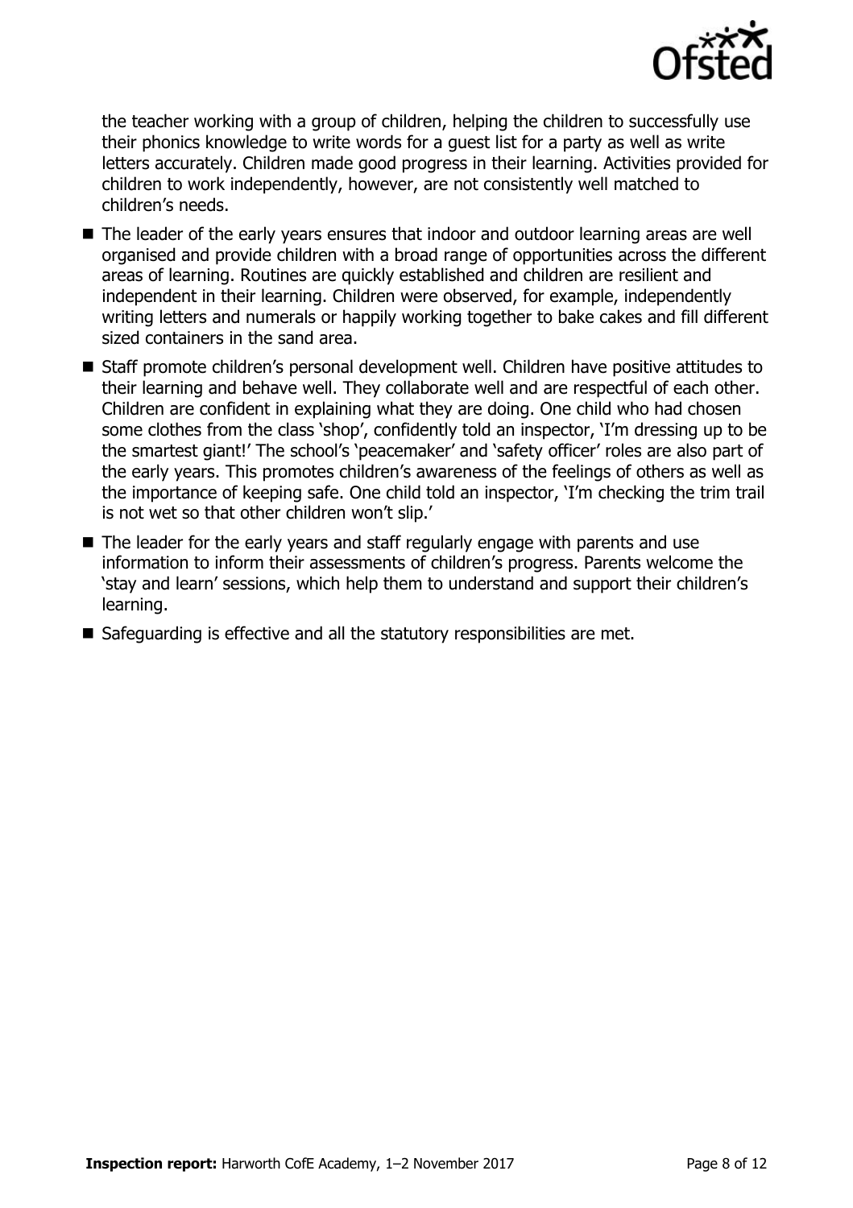the teacher working with a group of children, helping the children to successfully use their phonics knowledge to write words for a guest list for a party as well as write letters accurately. Children made good progress in their learning. Activities provided for children to work independently, however, are not consistently well matched to children's needs.

- The leader of the early years ensures that indoor and outdoor learning areas are well organised and provide children with a broad range of opportunities across the different areas of learning. Routines are quickly established and children are resilient and independent in their learning. Children were observed, for example, independently writing letters and numerals or happily working together to bake cakes and fill different sized containers in the sand area.
- Staff promote children's personal development well. Children have positive attitudes to their learning and behave well. They collaborate well and are respectful of each other. Children are confident in explaining what they are doing. One child who had chosen some clothes from the class 'shop', confidently told an inspector, 'I'm dressing up to be the smartest giant!' The school's 'peacemaker' and 'safety officer' roles are also part of the early years. This promotes children's awareness of the feelings of others as well as the importance of keeping safe. One child told an inspector, 'I'm checking the trim trail is not wet so that other children won't slip.'
- The leader for the early years and staff regularly engage with parents and use information to inform their assessments of children's progress. Parents welcome the 'stay and learn' sessions, which help them to understand and support their children's learning.
- Safeguarding is effective and all the statutory responsibilities are met.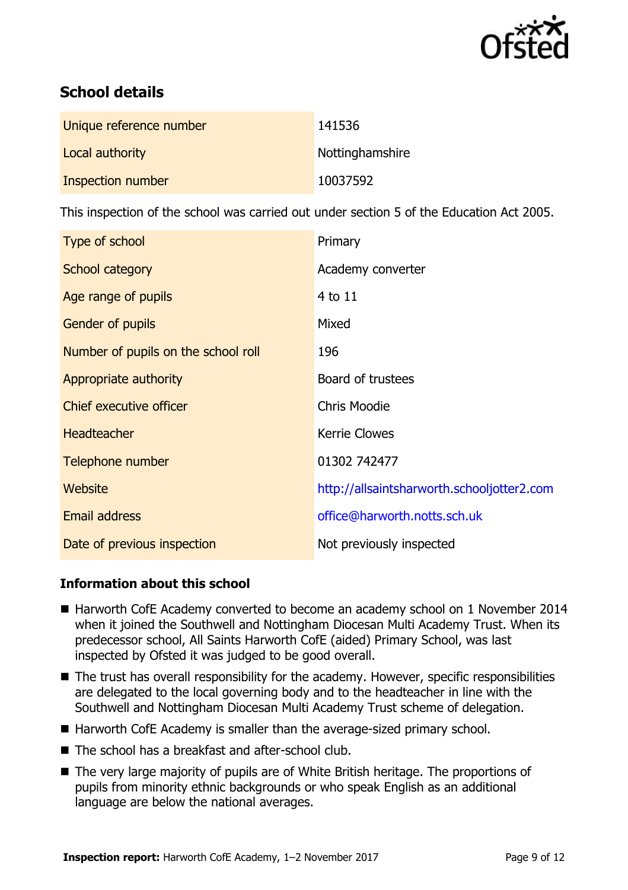## School details

| | |
|---|---|
| Unique reference number | 141536 |
| Local authority | Nottinghamshire |
| Inspection number | 10037592 |

This inspection of the school was carried out under section 5 of the Education Act 2005.

| | |
|---|---|
| Type of school | Primary |
| School category | Academy converter |
| Age range of pupils | 4 to 11 |
| Gender of pupils | Mixed |
| Number of pupils on the school roll | 196 |
| Appropriate authority | Board of trustees |
| Chief executive officer | Chris Moodie |
| Headteacher | Kerrie Clowes |
| Telephone number | 01302 742477 |
| Website | http://allsaintsharworth.schooljotter2.com |
| Email address | office@harworth.notts.sch.uk |
| Date of previous inspection | Not previously inspected |

### Information about this school

- Harworth CofE Academy converted to become an academy school on 1 November 2014 when it joined the Southwell and Nottingham Diocesan Multi Academy Trust. When its predecessor school, All Saints Harworth CofE (aided) Primary School, was last inspected by Ofsted it was judged to be good overall.
- The trust has overall responsibility for the academy. However, specific responsibilities are delegated to the local governing body and to the headteacher in line with the Southwell and Nottingham Diocesan Multi Academy Trust scheme of delegation.
- Harworth CofE Academy is smaller than the average-sized primary school.
- The school has a breakfast and after-school club.
- The very large majority of pupils are of White British heritage. The proportions of pupils from minority ethnic backgrounds or who speak English as an additional language are below the national averages.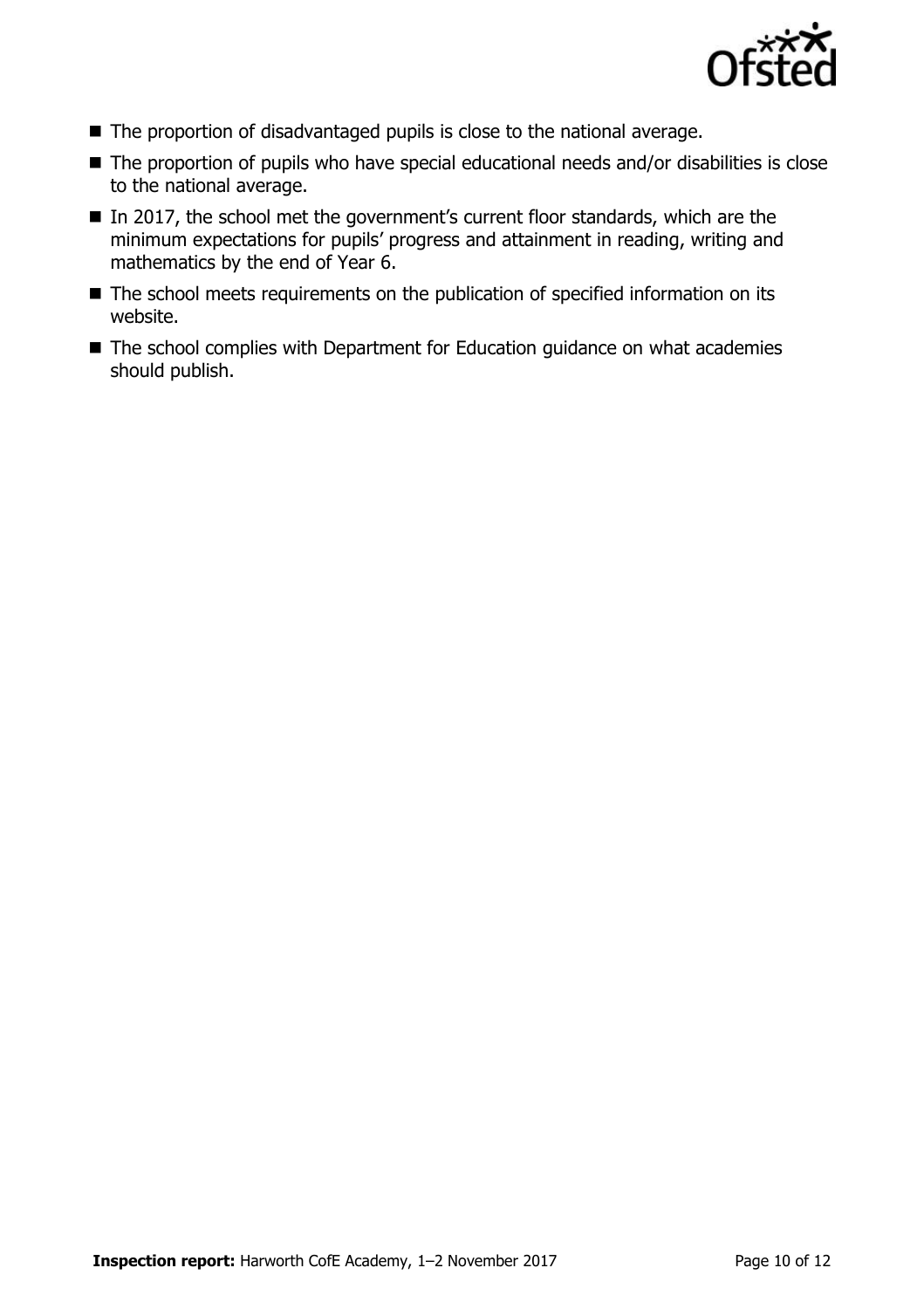- The proportion of disadvantaged pupils is close to the national average.
- The proportion of pupils who have special educational needs and/or disabilities is close to the national average.
- In 2017, the school met the government's current floor standards, which are the minimum expectations for pupils' progress and attainment in reading, writing and mathematics by the end of Year 6.
- The school meets requirements on the publication of specified information on its website.
- The school complies with Department for Education guidance on what academies should publish.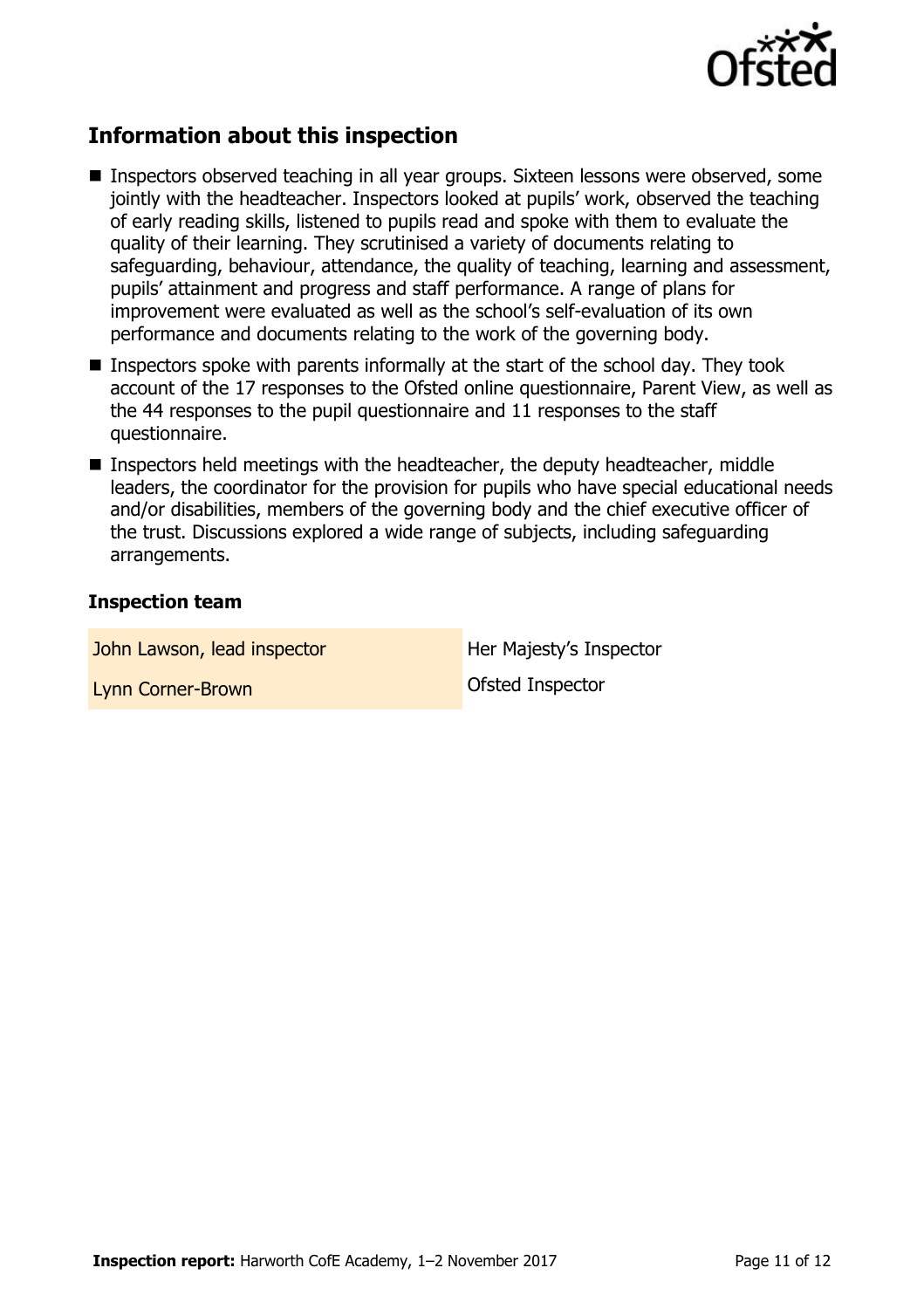## Information about this inspection

- Inspectors observed teaching in all year groups. Sixteen lessons were observed, some jointly with the headteacher. Inspectors looked at pupils' work, observed the teaching of early reading skills, listened to pupils read and spoke with them to evaluate the quality of their learning. They scrutinised a variety of documents relating to safeguarding, behaviour, attendance, the quality of teaching, learning and assessment, pupils' attainment and progress and staff performance. A range of plans for improvement were evaluated as well as the school's self-evaluation of its own performance and documents relating to the work of the governing body.
- Inspectors spoke with parents informally at the start of the school day. They took account of the 17 responses to the Ofsted online questionnaire, Parent View, as well as the 44 responses to the pupil questionnaire and 11 responses to the staff questionnaire.
- Inspectors held meetings with the headteacher, the deputy headteacher, middle leaders, the coordinator for the provision for pupils who have special educational needs and/or disabilities, members of the governing body and the chief executive officer of the trust. Discussions explored a wide range of subjects, including safeguarding arrangements.

### Inspection team

| | |
|---|---|
| John Lawson, lead inspector | Her Majesty's Inspector |
| Lynn Corner-Brown | Ofsted Inspector |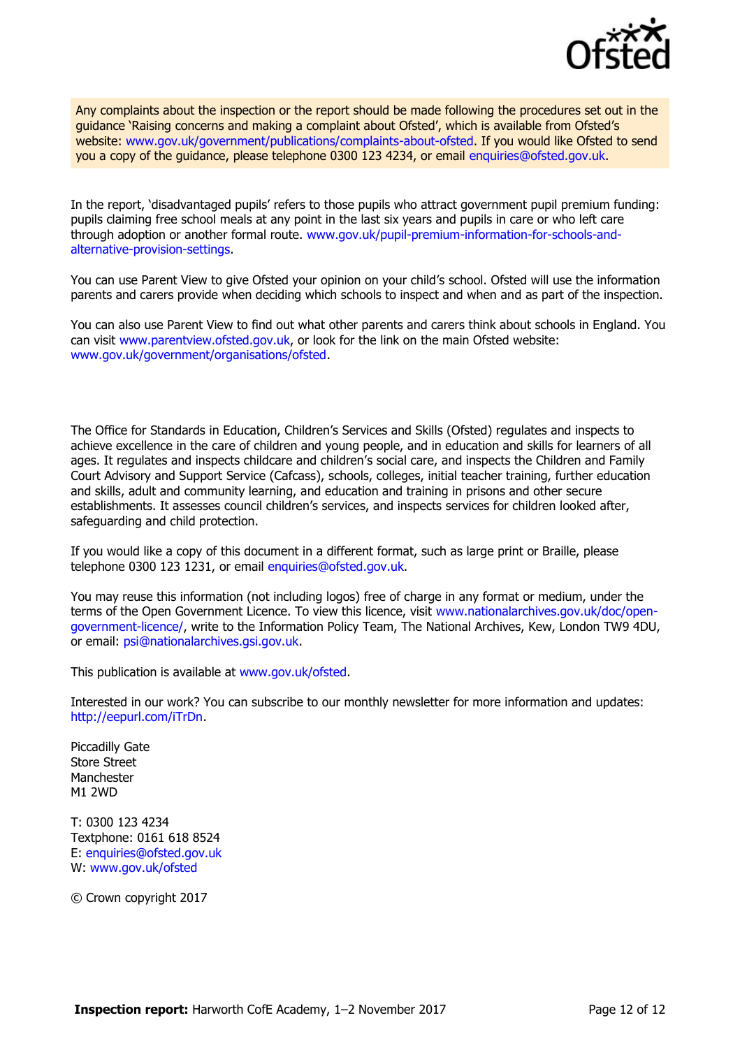Any complaints about the inspection or the report should be made following the procedures set out in the guidance 'Raising concerns and making a complaint about Ofsted', which is available from Ofsted's website: www.gov.uk/government/publications/complaints-about-ofsted. If you would like Ofsted to send you a copy of the guidance, please telephone 0300 123 4234, or email enquiries@ofsted.gov.uk.

In the report, 'disadvantaged pupils' refers to those pupils who attract government pupil premium funding: pupils claiming free school meals at any point in the last six years and pupils in care or who left care through adoption or another formal route. www.gov.uk/pupil-premium-information-for-schools-and-alternative-provision-settings.

You can use Parent View to give Ofsted your opinion on your child's school. Ofsted will use the information parents and carers provide when deciding which schools to inspect and when and as part of the inspection.

You can also use Parent View to find out what other parents and carers think about schools in England. You can visit www.parentview.ofsted.gov.uk, or look for the link on the main Ofsted website: www.gov.uk/government/organisations/ofsted.

The Office for Standards in Education, Children's Services and Skills (Ofsted) regulates and inspects to achieve excellence in the care of children and young people, and in education and skills for learners of all ages. It regulates and inspects childcare and children's social care, and inspects the Children and Family Court Advisory and Support Service (Cafcass), schools, colleges, initial teacher training, further education and skills, adult and community learning, and education and training in prisons and other secure establishments. It assesses council children's services, and inspects services for children looked after, safeguarding and child protection.

If you would like a copy of this document in a different format, such as large print or Braille, please telephone 0300 123 1231, or email enquiries@ofsted.gov.uk.

You may reuse this information (not including logos) free of charge in any format or medium, under the terms of the Open Government Licence. To view this licence, visit www.nationalarchives.gov.uk/doc/open-government-licence/, write to the Information Policy Team, The National Archives, Kew, London TW9 4DU, or email: psi@nationalarchives.gsi.gov.uk.

This publication is available at www.gov.uk/ofsted.

Interested in our work? You can subscribe to our monthly newsletter for more information and updates: http://eepurl.com/iTrDn.

Piccadilly Gate
Store Street
Manchester
M1 2WD

T: 0300 123 4234
Textphone: 0161 618 8524
E: enquiries@ofsted.gov.uk
W: www.gov.uk/ofsted

© Crown copyright 2017